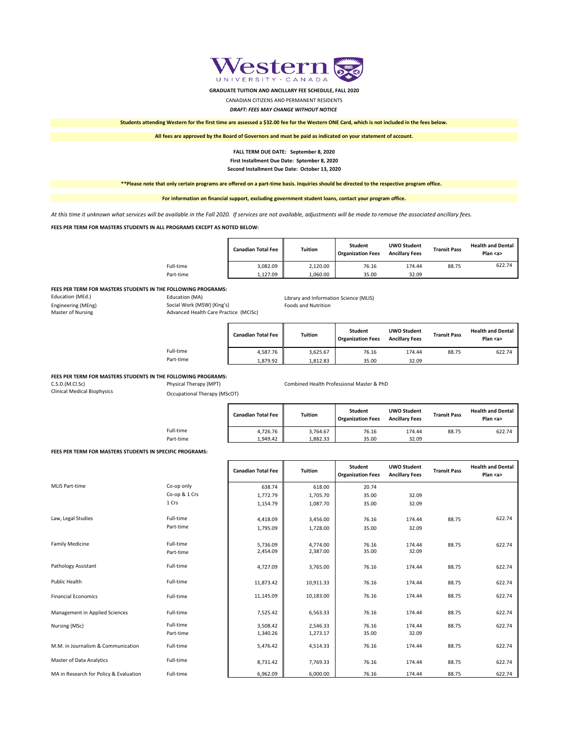**Western UNIVERSITY · CANADA**

**GRADUATE TUITION AND ANCILLARY FEE SCHEDULE, FALL 2020**

CANADIAN CITIZENS AND PERMANENT RESIDENTS

***DRAFT: FEES MAY CHANGE WITHOUT NOTICE***

**Students attending Western for the first time are assessed a $32.00 fee for the Western ONE Card, which is not included in the fees below.**

**All fees are approved by the Board of Governors and must be paid as indicated on your statement of account.**

**FALL TERM DUE DATE: September 8, 2020**
**First Installment Due Date: Sptember 8, 2020**
**Second Installment Due Date: October 13, 2020**

****Please note that only certain programs are offered on a part-time basis. Inquiries should be directed to the respective program office.**

**For information on financial support, excluding government student loans, contact your program office.**

*At this time it unknown what services will be available in the Fall 2020. If services are not available, adjustments will be made to remove the associated ancillary fees.*

**FEES PER TERM FOR MASTERS STUDENTS IN ALL PROGRAMS EXCEPT AS NOTED BELOW:**

| | Canadian Total Fee | Tuition | Student Organization Fees | UWO Student Ancillary Fees | Transit Pass | Health and Dental Plan <a> |
|---|---|---|---|---|---|---|
| Full-time | 3,082.09 | 2,120.00 | 76.16 | 174.44 | 88.75 | 622.74 |
| Part-time | 1,127.09 | 1,060.00 | 35.00 | 32.09 | | |

**FEES PER TERM FOR MASTERS STUDENTS IN THE FOLLOWING PROGRAMS:**

Education (MEd.), Engineering (MEng), Master of Nursing, Education (MA), Social Work (MSW) (King's), Advanced Health Care Practice (MClSc), Library and Information Science (MLIS), Foods and Nutrition

| | Canadian Total Fee | Tuition | Student Organization Fees | UWO Student Ancillary Fees | Transit Pass | Health and Dental Plan <a> |
|---|---|---|---|---|---|---|
| Full-time | 4,587.76 | 3,625.67 | 76.16 | 174.44 | 88.75 | 622.74 |
| Part-time | 1,879.92 | 1,812.83 | 35.00 | 32.09 | | |

**FEES PER TERM FOR MASTERS STUDENTS IN THE FOLLOWING PROGRAMS:**

C.S.D.(M.Cl.Sc), Clinical Medical Biophysics, Physical Therapy (MPT), Occupational Therapy (MScOT), Combined Health Professional Master & PhD

| | Canadian Total Fee | Tuition | Student Organization Fees | UWO Student Ancillary Fees | Transit Pass | Health and Dental Plan <a> |
|---|---|---|---|---|---|---|
| Full-time | 4,726.76 | 3,764.67 | 76.16 | 174.44 | 88.75 | 622.74 |
| Part-time | 1,949.42 | 1,882.33 | 35.00 | 32.09 | | |

**FEES PER TERM FOR MASTERS STUDENTS IN SPECIFIC PROGRAMS:**

| | | Canadian Total Fee | Tuition | Student Organization Fees | UWO Student Ancillary Fees | Transit Pass | Health and Dental Plan <a> |
|---|---|---|---|---|---|---|---|
| MLIS Part-time | Co-op only | 638.74 | 618.00 | 20.74 | | | |
| | Co-op & 1 Crs | 1,772.79 | 1,705.70 | 35.00 | 32.09 | | |
| | 1 Crs | 1,154.79 | 1,087.70 | 35.00 | 32.09 | | |
| Law, Legal Studies | Full-time | 4,418.09 | 3,456.00 | 76.16 | 174.44 | 88.75 | 622.74 |
| | Part-time | 1,795.09 | 1,728.00 | 35.00 | 32.09 | | |
| Family Medicine | Full-time | 5,736.09 | 4,774.00 | 76.16 | 174.44 | 88.75 | 622.74 |
| | Part-time | 2,454.09 | 2,387.00 | 35.00 | 32.09 | | |
| Pathology Assistant | Full-time | 4,727.09 | 3,765.00 | 76.16 | 174.44 | 88.75 | 622.74 |
| Public Health | Full-time | 11,873.42 | 10,911.33 | 76.16 | 174.44 | 88.75 | 622.74 |
| Financial Economics | Full-time | 11,145.09 | 10,183.00 | 76.16 | 174.44 | 88.75 | 622.74 |
| Management in Applied Sciences | Full-time | 7,525.42 | 6,563.33 | 76.16 | 174.44 | 88.75 | 622.74 |
| Nursing (MSc) | Full-time | 3,508.42 | 2,546.33 | 76.16 | 174.44 | 88.75 | 622.74 |
| | Part-time | 1,340.26 | 1,273.17 | 35.00 | 32.09 | | |
| M.M. in Journalism & Communication | Full-time | 5,476.42 | 4,514.33 | 76.16 | 174.44 | 88.75 | 622.74 |
| Master of Data Analytics | Full-time | 8,731.42 | 7,769.33 | 76.16 | 174.44 | 88.75 | 622.74 |
| MA in Research for Policy & Evaluation | Full-time | 6,962.09 | 6,000.00 | 76.16 | 174.44 | 88.75 | 622.74 |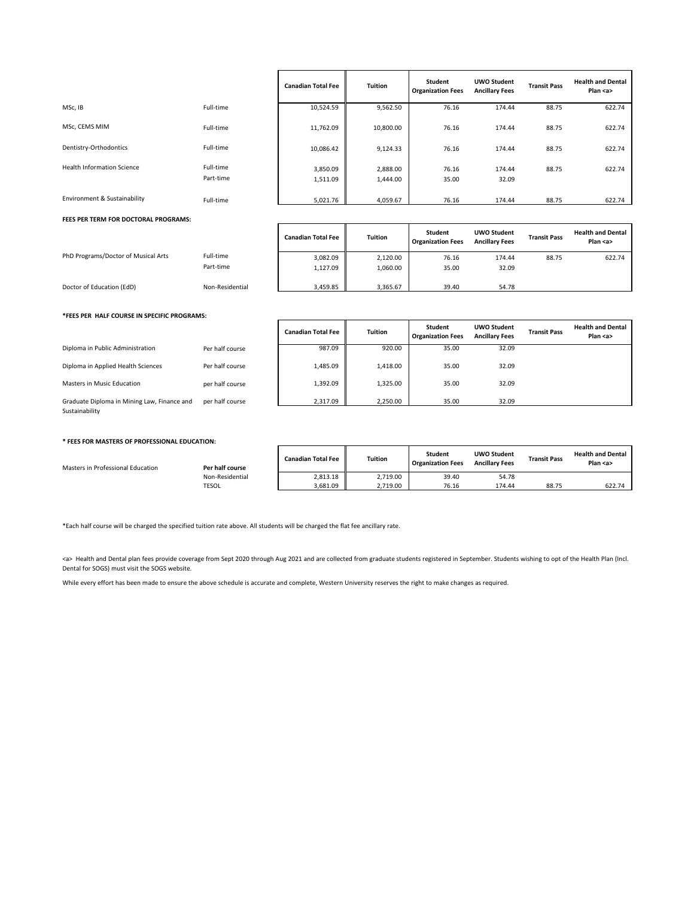| | | Canadian Total Fee | Tuition | Student Organization Fees | UWO Student Ancillary Fees | Transit Pass | Health and Dental Plan <a> |
|---|---|---|---|---|---|---|---|
| MSc, IB | Full-time | 10,524.59 | 9,562.50 | 76.16 | 174.44 | 88.75 | 622.74 |
| MSc, CEMS MIM | Full-time | 11,762.09 | 10,800.00 | 76.16 | 174.44 | 88.75 | 622.74 |
| Dentistry-Orthodontics | Full-time | 10,086.42 | 9,124.33 | 76.16 | 174.44 | 88.75 | 622.74 |
| Health Information Science | Full-time | 3,850.09 | 2,888.00 | 76.16 | 174.44 | 88.75 | 622.74 |
| | Part-time | 1,511.09 | 1,444.00 | 35.00 | 32.09 | | |
| Environment & Sustainability | Full-time | 5,021.76 | 4,059.67 | 76.16 | 174.44 | 88.75 | 622.74 |

**FEES PER TERM FOR DOCTORAL PROGRAMS:**

| | | Canadian Total Fee | Tuition | Student Organization Fees | UWO Student Ancillary Fees | Transit Pass | Health and Dental Plan <a> |
|---|---|---|---|---|---|---|---|
| PhD Programs/Doctor of Musical Arts | Full-time | 3,082.09 | 2,120.00 | 76.16 | 174.44 | 88.75 | 622.74 |
| | Part-time | 1,127.09 | 1,060.00 | 35.00 | 32.09 | | |
| Doctor of Education (EdD) | Non-Residential | 3,459.85 | 3,365.67 | 39.40 | 54.78 | | |

**\*FEES PER HALF COURSE IN SPECIFIC PROGRAMS:**

| | | Canadian Total Fee | Tuition | Student Organization Fees | UWO Student Ancillary Fees | Transit Pass | Health and Dental Plan <a> |
|---|---|---|---|---|---|---|---|
| Diploma in Public Administration | Per half course | 987.09 | 920.00 | 35.00 | 32.09 | | |
| Diploma in Applied Health Sciences | Per half course | 1,485.09 | 1,418.00 | 35.00 | 32.09 | | |
| Masters in Music Education | per half course | 1,392.09 | 1,325.00 | 35.00 | 32.09 | | |
| Graduate Diploma in Mining Law, Finance and Sustainability | per half course | 2,317.09 | 2,250.00 | 35.00 | 32.09 | | |

**\* FEES FOR MASTERS OF PROFESSIONAL EDUCATION:**

| Masters in Professional Education | Per half course | Canadian Total Fee | Tuition | Student Organization Fees | UWO Student Ancillary Fees | Transit Pass | Health and Dental Plan <a> |
|---|---|---|---|---|---|---|---|
| | Non-Residential | 2,813.18 | 2,719.00 | 39.40 | 54.78 | | |
| | TESOL | 3,681.09 | 2,719.00 | 76.16 | 174.44 | 88.75 | 622.74 |

\*Each half course will be charged the specified tuition rate above. All students will be charged the flat fee ancillary rate.

<a> Health and Dental plan fees provide coverage from Sept 2020 through Aug 2021 and are collected from graduate students registered in September. Students wishing to opt of the Health Plan (Incl. Dental for SOGS) must visit the SOGS website.

While every effort has been made to ensure the above schedule is accurate and complete, Western University reserves the right to make changes as required.